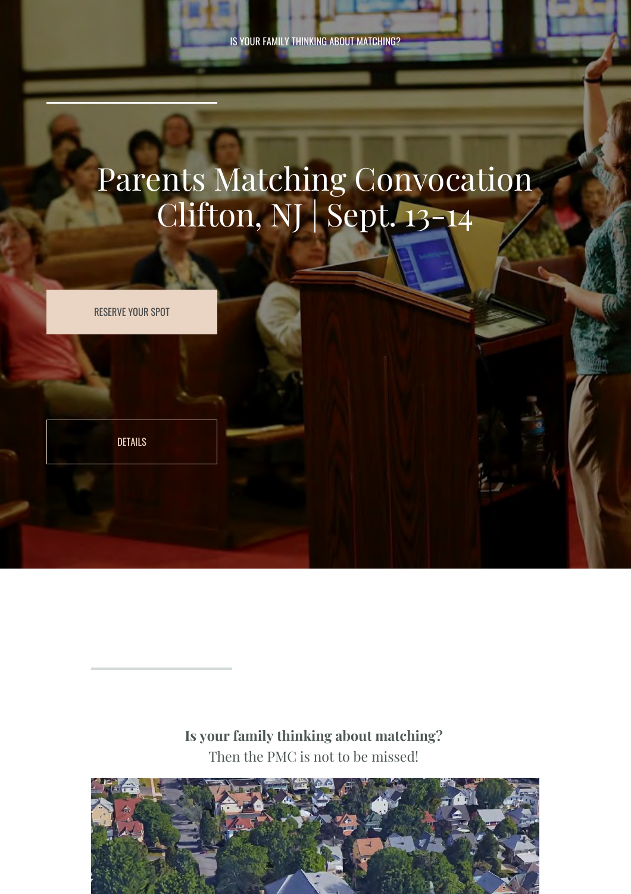IS YOUR FAMILY THINKING ABOUT MATCHING?

# Parents Matching Convocation Clifton, NJ | Sept. 13-14

RESERVE YOUR SPOT

DETAILS

**Is your family thinking about matching?**

Then the PMC is not to be missed!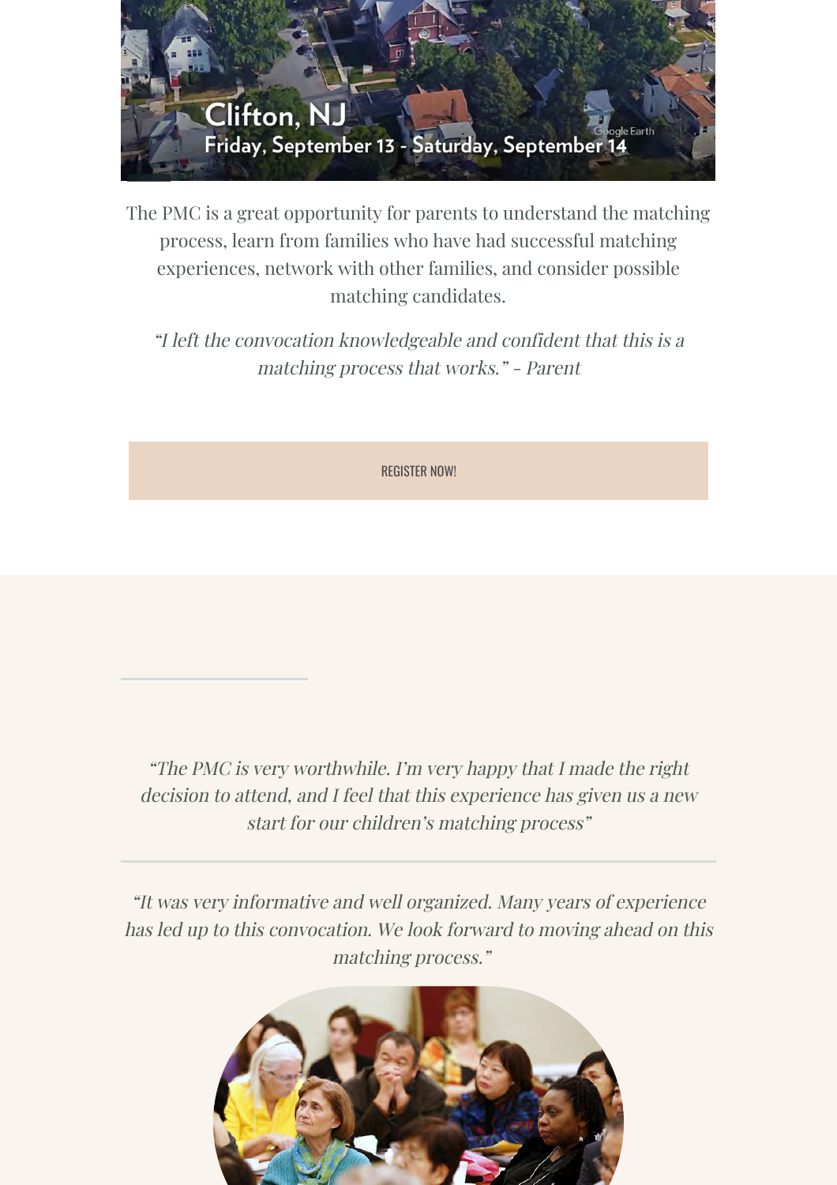Clifton, NJ
Friday, September 13 - Saturday, September 14

The PMC is a great opportunity for parents to understand the matching process, learn from families who have had successful matching experiences, network with other families, and consider possible matching candidates.

*“I left the convocation knowledgeable and confident that this is a matching process that works.” - Parent*

REGISTER NOW!

---

*“The PMC is very worthwhile. I’m very happy that I made the right decision to attend, and I feel that this experience has given us a new start for our children’s matching process”*

---

*“It was very informative and well organized. Many years of experience has led up to this convocation. We look forward to moving ahead on this matching process.”*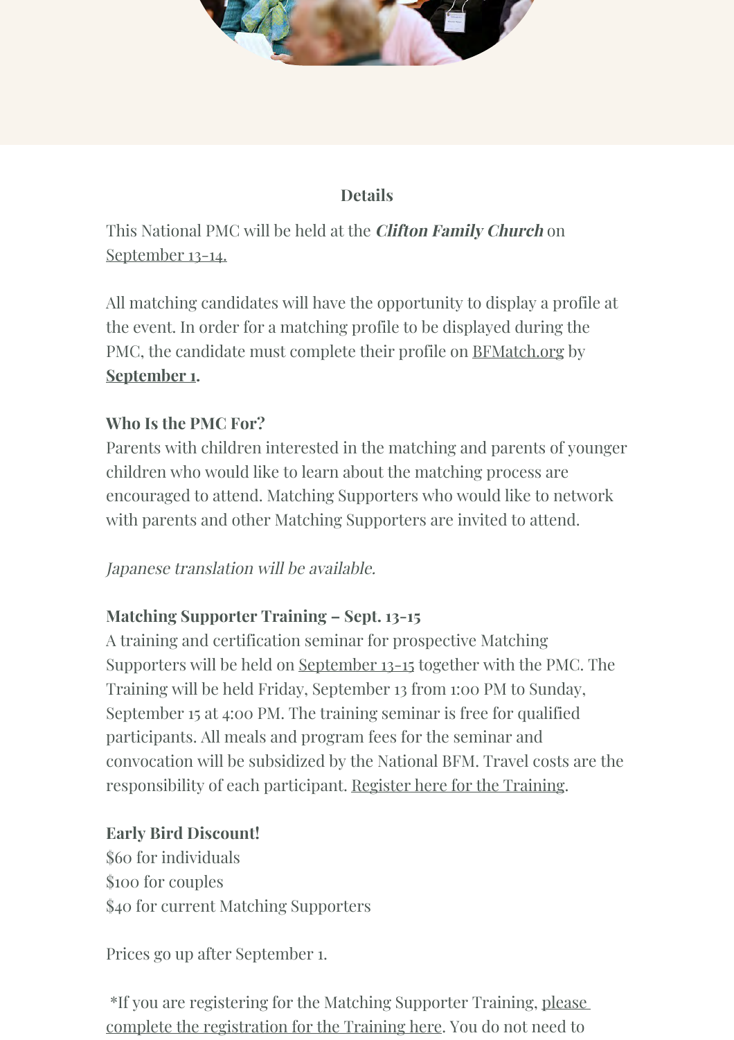### Details

This National PMC will be held at the ***Clifton Family Church*** on September 13-14.

All matching candidates will have the opportunity to display a profile at the event. In order for a matching profile to be displayed during the PMC, the candidate must complete their profile on BFMatch.org by **September 1**.

**Who Is the PMC For?**
Parents with children interested in the matching and parents of younger children who would like to learn about the matching process are encouraged to attend. Matching Supporters who would like to network with parents and other Matching Supporters are invited to attend.

*Japanese translation will be available.*

**Matching Supporter Training – Sept. 13-15**
A training and certification seminar for prospective Matching Supporters will be held on September 13-15 together with the PMC. The Training will be held Friday, September 13 from 1:00 PM to Sunday, September 15 at 4:00 PM. The training seminar is free for qualified participants. All meals and program fees for the seminar and convocation will be subsidized by the National BFM. Travel costs are the responsibility of each participant. Register here for the Training.

**Early Bird Discount!**
$60 for individuals
$100 for couples
$40 for current Matching Supporters

Prices go up after September 1.

*If you are registering for the Matching Supporter Training, please complete the registration for the Training here. You do not need to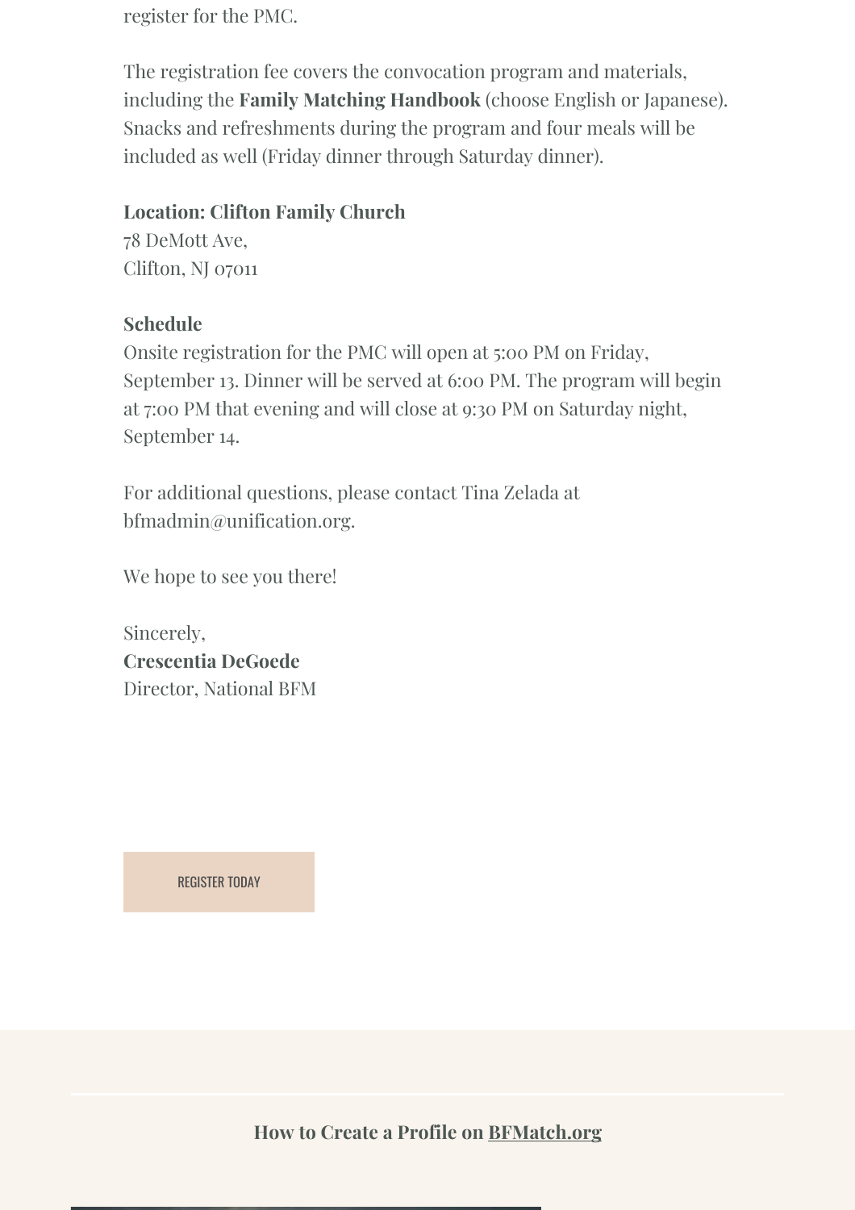register for the PMC.

The registration fee covers the convocation program and materials, including the **Family Matching Handbook** (choose English or Japanese). Snacks and refreshments during the program and four meals will be included as well (Friday dinner through Saturday dinner).

**Location: Clifton Family Church**
78 DeMott Ave,
Clifton, NJ 07011

**Schedule**
Onsite registration for the PMC will open at 5:00 PM on Friday, September 13. Dinner will be served at 6:00 PM. The program will begin at 7:00 PM that evening and will close at 9:30 PM on Saturday night, September 14.

For additional questions, please contact Tina Zelada at bfmadmin@unification.org.

We hope to see you there!

Sincerely,
**Crescentia DeGoede**
Director, National BFM

REGISTER TODAY

### How to Create a Profile on BFMatch.org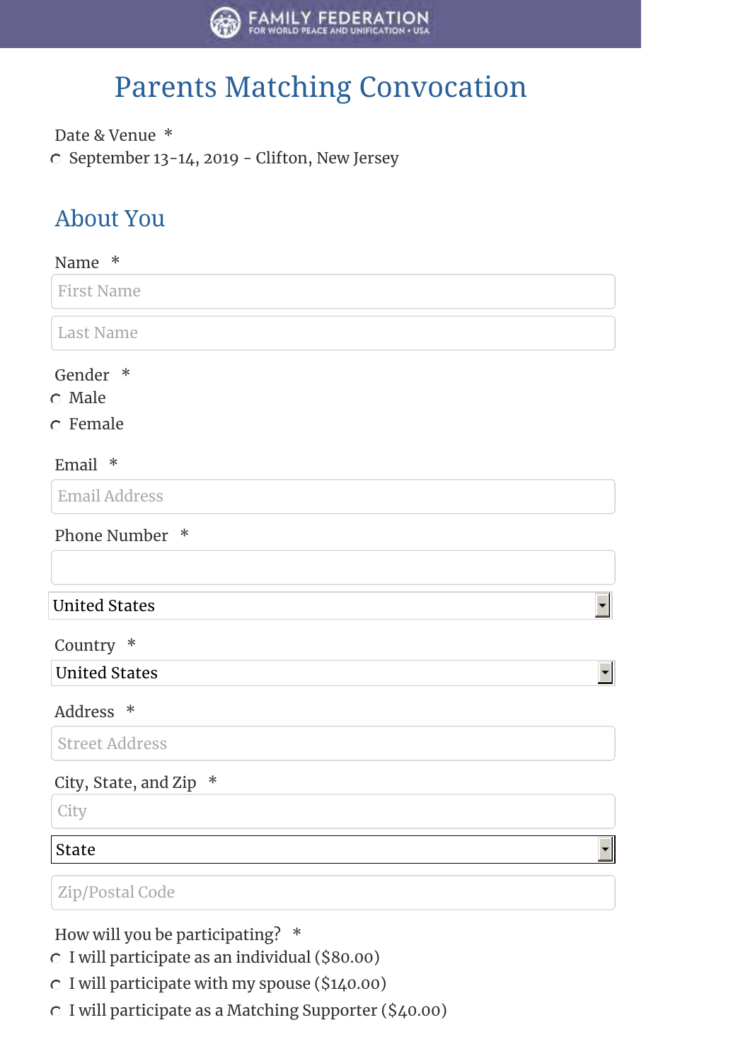FAMILY FEDERATION
FOR WORLD PEACE AND UNIFICATION • USA

# Parents Matching Convocation

Date & Venue *

- ○ September 13-14, 2019 - Clifton, New Jersey

## About You

Name *

First Name

Last Name

Gender *

- ○ Male
- ○ Female

Email *

Email Address

Phone Number *

United States

Country *

United States

Address *

Street Address

City, State, and Zip *

City

State

Zip/Postal Code

How will you be participating? *

- ○ I will participate as an individual ($80.00)
- ○ I will participate with my spouse ($140.00)
- ○ I will participate as a Matching Supporter ($40.00)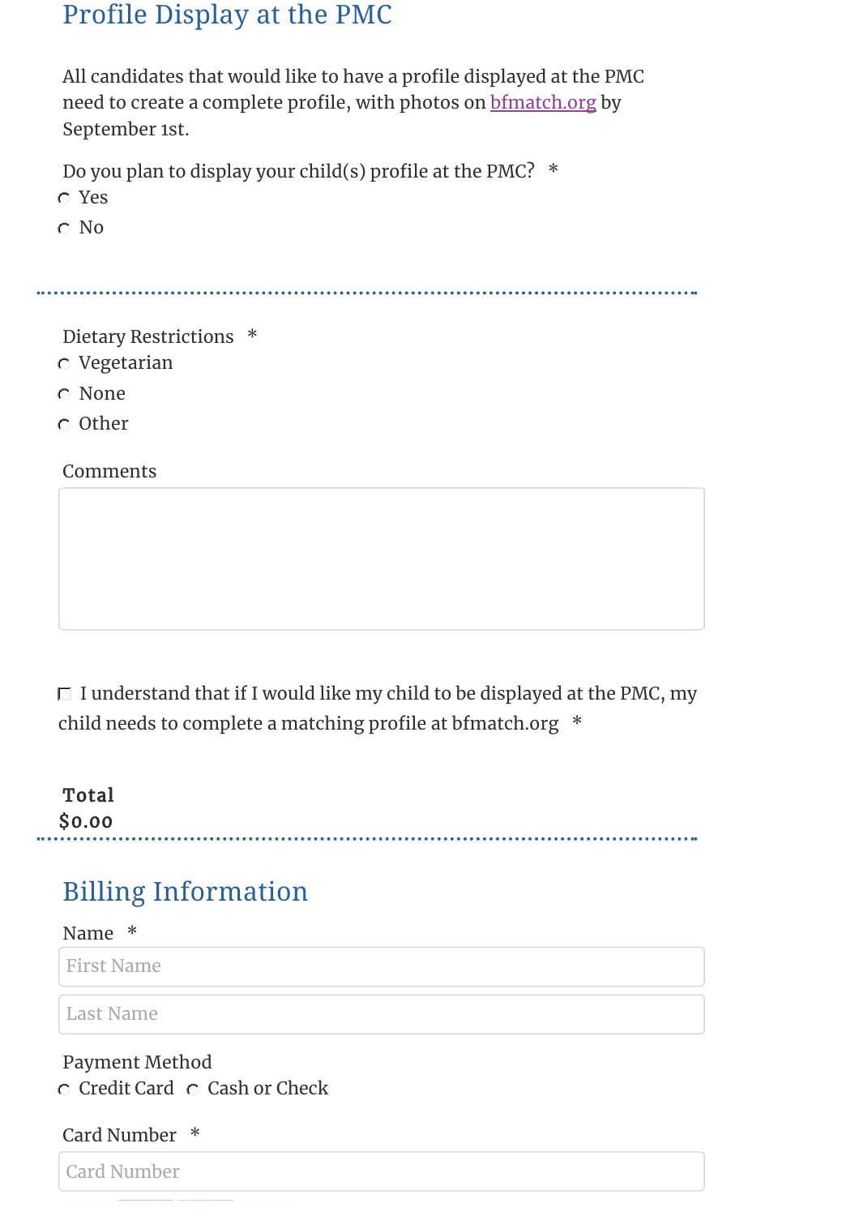## Profile Display at the PMC

All candidates that would like to have a profile displayed at the PMC need to create a complete profile, with photos on [bfmatch.org](bfmatch.org) by September 1st.

Do you plan to display your child(s) profile at the PMC? *

- ○ Yes
- ○ No

---

Dietary Restrictions *

- ○ Vegetarian
- ○ None
- ○ Other

Comments

☐ I understand that if I would like my child to be displayed at the PMC, my child needs to complete a matching profile at bfmatch.org *

**Total**

$0.00

---

## Billing Information

Name *

First Name

Last Name

Payment Method

○ Credit Card ○ Cash or Check

Card Number *

Card Number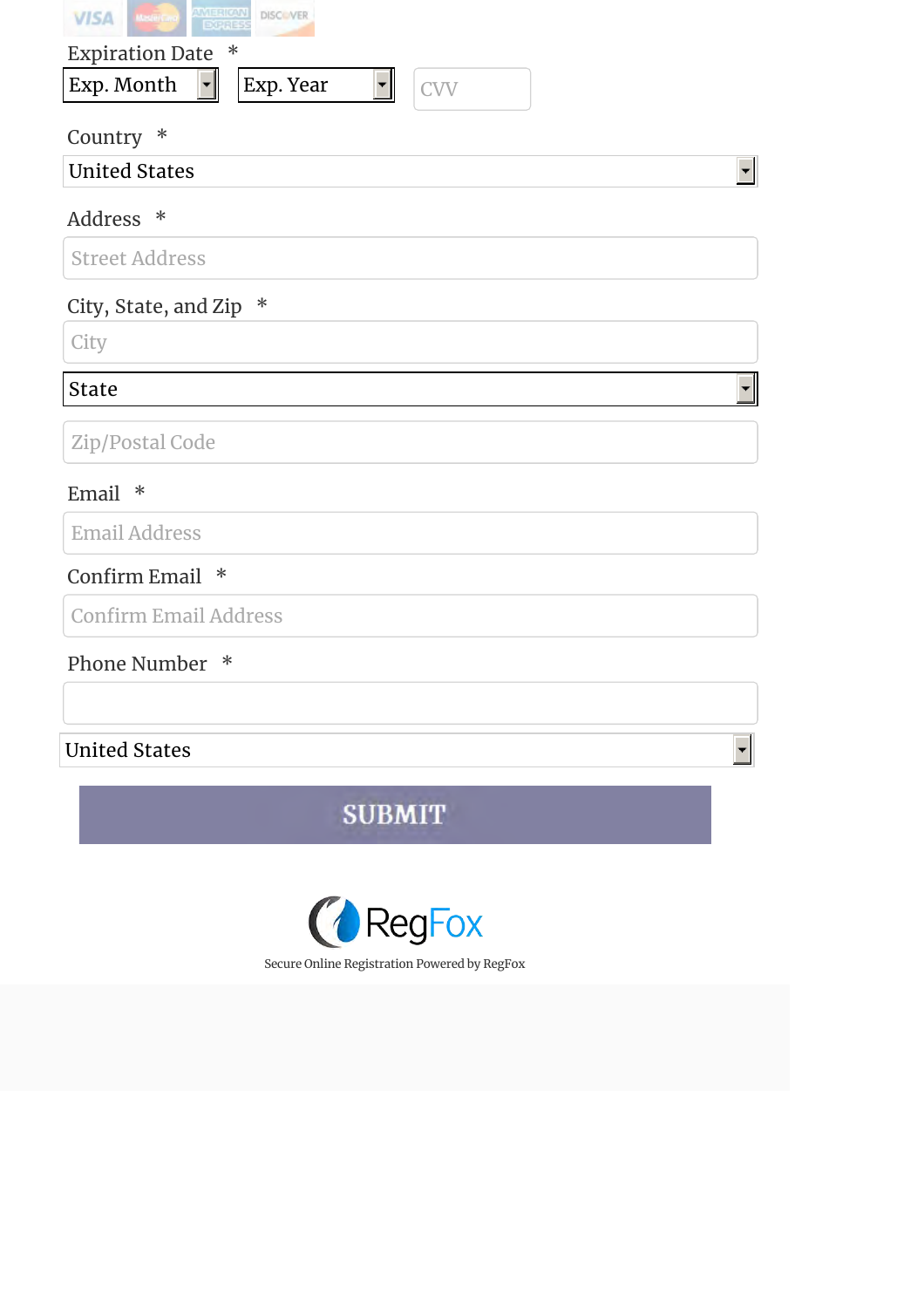VISA MasterCard AMERICAN EXPRESS DISCOVER

Expiration Date *

Exp. Month

Exp. Year

CVV

Country *

United States

Address *

Street Address

City, State, and Zip *

City

State

Zip/Postal Code

Email *

Email Address

Confirm Email *

Confirm Email Address

Phone Number *

United States

SUBMIT

RegFox

Secure Online Registration Powered by RegFox